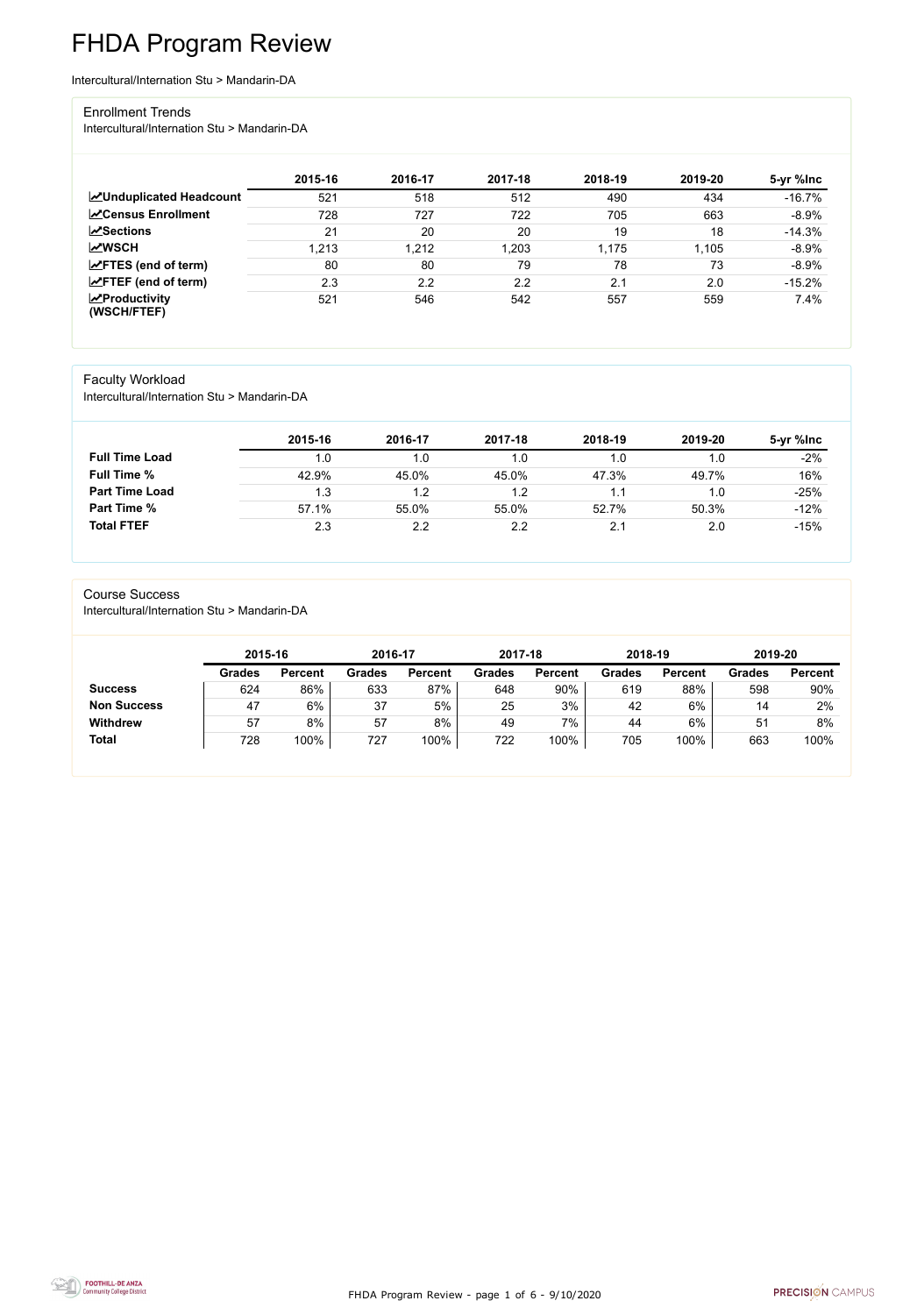# FHDA Program Review

Intercultural/Internation Stu > Mandarin-DA

## Enrollment Trends

Intercultural/Internation Stu > Mandarin-DA

| | 2015-16 | 2016-17 | 2017-18 | 2018-19 | 2019-20 | 5-yr %Inc |
|---|---|---|---|---|---|---|
| **Unduplicated Headcount** | 521 | 518 | 512 | 490 | 434 | -16.7% |
| **Census Enrollment** | 728 | 727 | 722 | 705 | 663 | -8.9% |
| **Sections** | 21 | 20 | 20 | 19 | 18 | -14.3% |
| **WSCH** | 1,213 | 1,212 | 1,203 | 1,175 | 1,105 | -8.9% |
| **FTES (end of term)** | 80 | 80 | 79 | 78 | 73 | -8.9% |
| **FTEF (end of term)** | 2.3 | 2.2 | 2.2 | 2.1 | 2.0 | -15.2% |
| **Productivity (WSCH/FTEF)** | 521 | 546 | 542 | 557 | 559 | 7.4% |

## Faculty Workload

Intercultural/Internation Stu > Mandarin-DA

| | 2015-16 | 2016-17 | 2017-18 | 2018-19 | 2019-20 | 5-yr %Inc |
|---|---|---|---|---|---|---|
| **Full Time Load** | 1.0 | 1.0 | 1.0 | 1.0 | 1.0 | -2% |
| **Full Time %** | 42.9% | 45.0% | 45.0% | 47.3% | 49.7% | 16% |
| **Part Time Load** | 1.3 | 1.2 | 1.2 | 1.1 | 1.0 | -25% |
| **Part Time %** | 57.1% | 55.0% | 55.0% | 52.7% | 50.3% | -12% |
| **Total FTEF** | 2.3 | 2.2 | 2.2 | 2.1 | 2.0 | -15% |

## Course Success

Intercultural/Internation Stu > Mandarin-DA

| | 2015-16 | | 2016-17 | | 2017-18 | | 2018-19 | | 2019-20 | |
|---|---|---|---|---|---|---|---|---|---|---|
| | **Grades** | **Percent** | **Grades** | **Percent** | **Grades** | **Percent** | **Grades** | **Percent** | **Grades** | **Percent** |
| **Success** | 624 | 86% | 633 | 87% | 648 | 90% | 619 | 88% | 598 | 90% |
| **Non Success** | 47 | 6% | 37 | 5% | 25 | 3% | 42 | 6% | 14 | 2% |
| **Withdrew** | 57 | 8% | 57 | 8% | 49 | 7% | 44 | 6% | 51 | 8% |
| **Total** | 728 | 100% | 727 | 100% | 722 | 100% | 705 | 100% | 663 | 100% |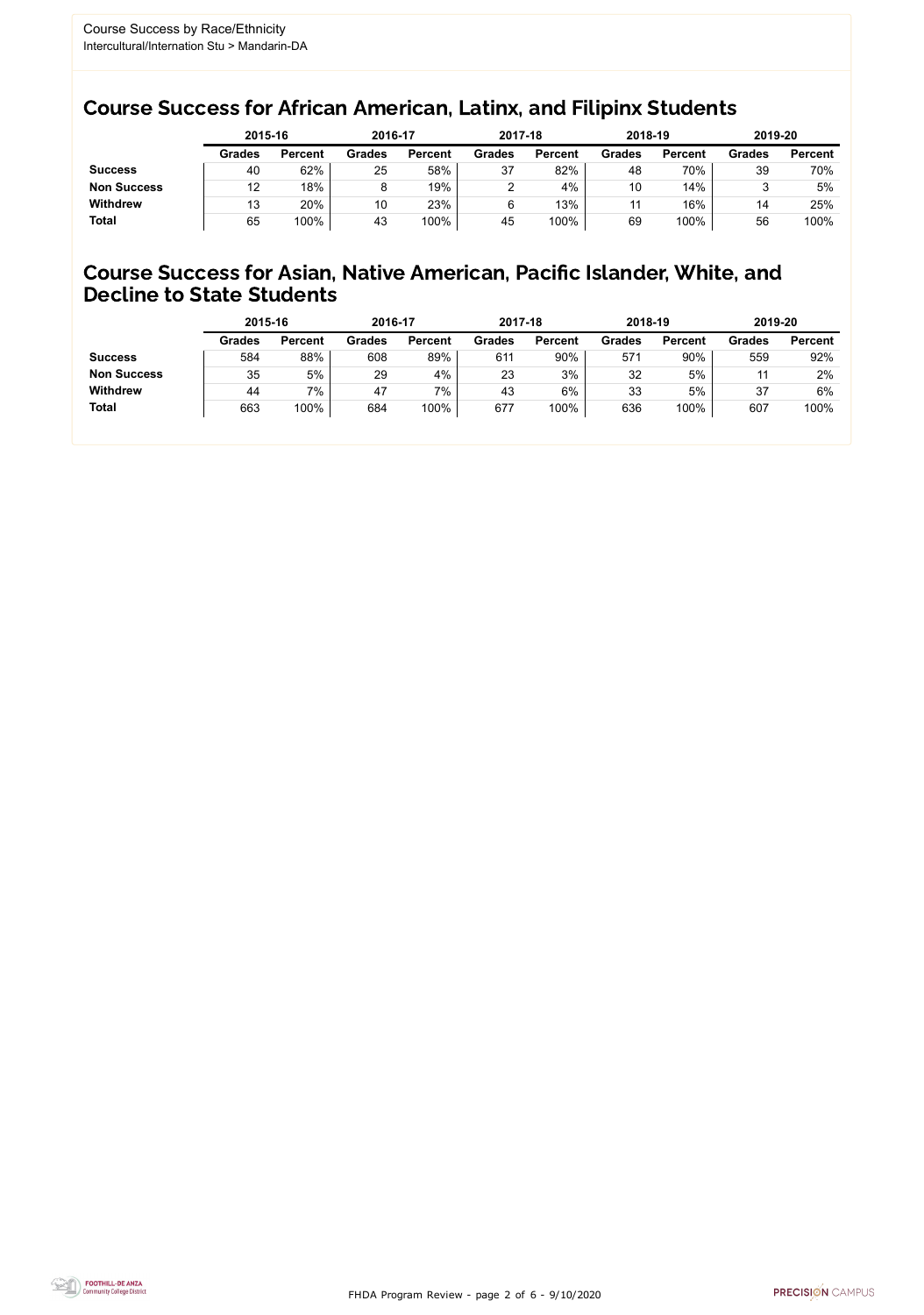Course Success by Race/Ethnicity
Intercultural/Internation Stu > Mandarin-DA

## Course Success for African American, Latinx, and Filipinx Students

| | 2015-16 | | 2016-17 | | 2017-18 | | 2018-19 | | 2019-20 | |
|---|---|---|---|---|---|---|---|---|---|---|
| | **Grades** | **Percent** | **Grades** | **Percent** | **Grades** | **Percent** | **Grades** | **Percent** | **Grades** | **Percent** |
| **Success** | 40 | 62% | 25 | 58% | 37 | 82% | 48 | 70% | 39 | 70% |
| **Non Success** | 12 | 18% | 8 | 19% | 2 | 4% | 10 | 14% | 3 | 5% |
| **Withdrew** | 13 | 20% | 10 | 23% | 6 | 13% | 11 | 16% | 14 | 25% |
| **Total** | 65 | 100% | 43 | 100% | 45 | 100% | 69 | 100% | 56 | 100% |

## Course Success for Asian, Native American, Pacific Islander, White, and Decline to State Students

| | 2015-16 | | 2016-17 | | 2017-18 | | 2018-19 | | 2019-20 | |
|---|---|---|---|---|---|---|---|---|---|---|
| | **Grades** | **Percent** | **Grades** | **Percent** | **Grades** | **Percent** | **Grades** | **Percent** | **Grades** | **Percent** |
| **Success** | 584 | 88% | 608 | 89% | 611 | 90% | 571 | 90% | 559 | 92% |
| **Non Success** | 35 | 5% | 29 | 4% | 23 | 3% | 32 | 5% | 11 | 2% |
| **Withdrew** | 44 | 7% | 47 | 7% | 43 | 6% | 33 | 5% | 37 | 6% |
| **Total** | 663 | 100% | 684 | 100% | 677 | 100% | 636 | 100% | 607 | 100% |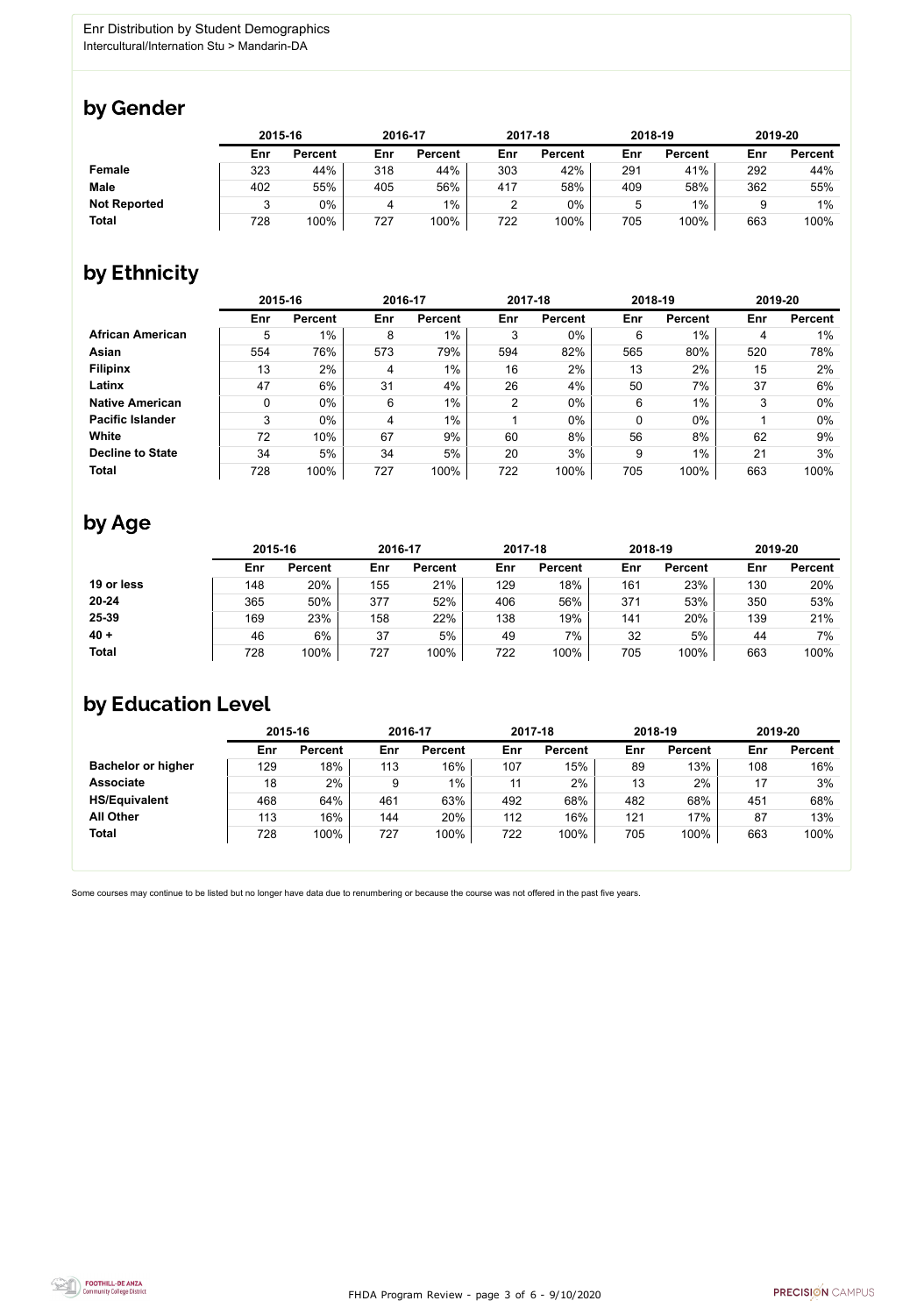Enr Distribution by Student Demographics

Intercultural/Internation Stu > Mandarin-DA

## by Gender

| | 2015-16 | | 2016-17 | | 2017-18 | | 2018-19 | | 2019-20 | |
|---|---|---|---|---|---|---|---|---|---|---|
| | Enr | Percent | Enr | Percent | Enr | Percent | Enr | Percent | Enr | Percent |
| **Female** | 323 | 44% | 318 | 44% | 303 | 42% | 291 | 41% | 292 | 44% |
| **Male** | 402 | 55% | 405 | 56% | 417 | 58% | 409 | 58% | 362 | 55% |
| **Not Reported** | 3 | 0% | 4 | 1% | 2 | 0% | 5 | 1% | 9 | 1% |
| **Total** | 728 | 100% | 727 | 100% | 722 | 100% | 705 | 100% | 663 | 100% |

## by Ethnicity

| | 2015-16 | | 2016-17 | | 2017-18 | | 2018-19 | | 2019-20 | |
|---|---|---|---|---|---|---|---|---|---|---|
| | Enr | Percent | Enr | Percent | Enr | Percent | Enr | Percent | Enr | Percent |
| **African American** | 5 | 1% | 8 | 1% | 3 | 0% | 6 | 1% | 4 | 1% |
| **Asian** | 554 | 76% | 573 | 79% | 594 | 82% | 565 | 80% | 520 | 78% |
| **Filipinx** | 13 | 2% | 4 | 1% | 16 | 2% | 13 | 2% | 15 | 2% |
| **Latinx** | 47 | 6% | 31 | 4% | 26 | 4% | 50 | 7% | 37 | 6% |
| **Native American** | 0 | 0% | 6 | 1% | 2 | 0% | 6 | 1% | 3 | 0% |
| **Pacific Islander** | 3 | 0% | 4 | 1% | 1 | 0% | 0 | 0% | 1 | 0% |
| **White** | 72 | 10% | 67 | 9% | 60 | 8% | 56 | 8% | 62 | 9% |
| **Decline to State** | 34 | 5% | 34 | 5% | 20 | 3% | 9 | 1% | 21 | 3% |
| **Total** | 728 | 100% | 727 | 100% | 722 | 100% | 705 | 100% | 663 | 100% |

## by Age

| | 2015-16 | | 2016-17 | | 2017-18 | | 2018-19 | | 2019-20 | |
|---|---|---|---|---|---|---|---|---|---|---|
| | Enr | Percent | Enr | Percent | Enr | Percent | Enr | Percent | Enr | Percent |
| **19 or less** | 148 | 20% | 155 | 21% | 129 | 18% | 161 | 23% | 130 | 20% |
| **20-24** | 365 | 50% | 377 | 52% | 406 | 56% | 371 | 53% | 350 | 53% |
| **25-39** | 169 | 23% | 158 | 22% | 138 | 19% | 141 | 20% | 139 | 21% |
| **40 +** | 46 | 6% | 37 | 5% | 49 | 7% | 32 | 5% | 44 | 7% |
| **Total** | 728 | 100% | 727 | 100% | 722 | 100% | 705 | 100% | 663 | 100% |

## by Education Level

| | 2015-16 | | 2016-17 | | 2017-18 | | 2018-19 | | 2019-20 | |
|---|---|---|---|---|---|---|---|---|---|---|
| | Enr | Percent | Enr | Percent | Enr | Percent | Enr | Percent | Enr | Percent |
| **Bachelor or higher** | 129 | 18% | 113 | 16% | 107 | 15% | 89 | 13% | 108 | 16% |
| **Associate** | 18 | 2% | 9 | 1% | 11 | 2% | 13 | 2% | 17 | 3% |
| **HS/Equivalent** | 468 | 64% | 461 | 63% | 492 | 68% | 482 | 68% | 451 | 68% |
| **All Other** | 113 | 16% | 144 | 20% | 112 | 16% | 121 | 17% | 87 | 13% |
| **Total** | 728 | 100% | 727 | 100% | 722 | 100% | 705 | 100% | 663 | 100% |

Some courses may continue to be listed but no longer have data due to renumbering or because the course was not offered in the past five years.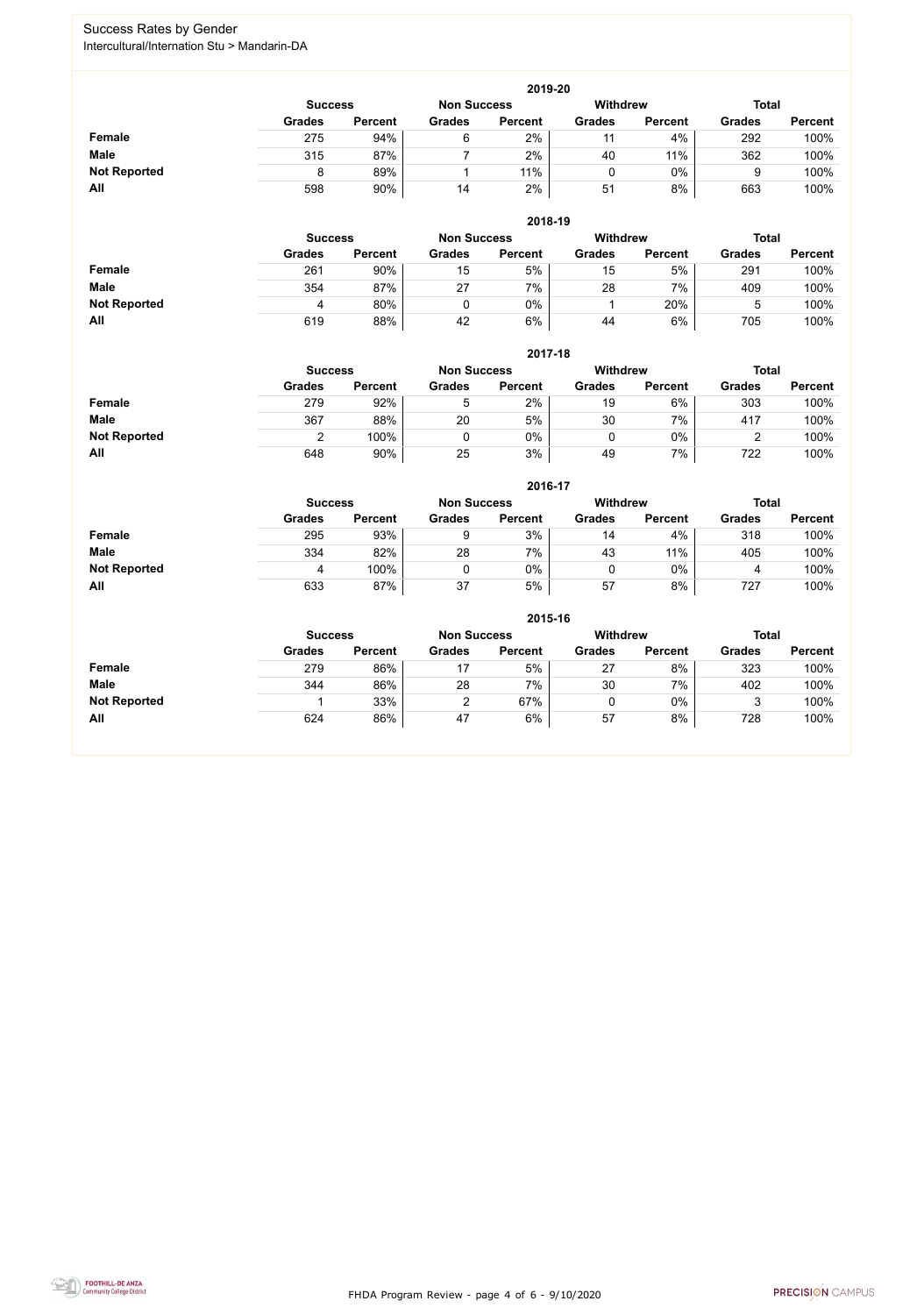# Success Rates by Gender

Intercultural/Internation Stu > Mandarin-DA

## 2019-20

| | Success | | Non Success | | Withdrew | | Total | |
|---|---|---|---|---|---|---|---|---|
| | Grades | Percent | Grades | Percent | Grades | Percent | Grades | Percent |
| **Female** | 275 | 94% | 6 | 2% | 11 | 4% | 292 | 100% |
| **Male** | 315 | 87% | 7 | 2% | 40 | 11% | 362 | 100% |
| **Not Reported** | 8 | 89% | 1 | 11% | 0 | 0% | 9 | 100% |
| **All** | 598 | 90% | 14 | 2% | 51 | 8% | 663 | 100% |

## 2018-19

| | Success | | Non Success | | Withdrew | | Total | |
|---|---|---|---|---|---|---|---|---|
| | Grades | Percent | Grades | Percent | Grades | Percent | Grades | Percent |
| **Female** | 261 | 90% | 15 | 5% | 15 | 5% | 291 | 100% |
| **Male** | 354 | 87% | 27 | 7% | 28 | 7% | 409 | 100% |
| **Not Reported** | 4 | 80% | 0 | 0% | 1 | 20% | 5 | 100% |
| **All** | 619 | 88% | 42 | 6% | 44 | 6% | 705 | 100% |

## 2017-18

| | Success | | Non Success | | Withdrew | | Total | |
|---|---|---|---|---|---|---|---|---|
| | Grades | Percent | Grades | Percent | Grades | Percent | Grades | Percent |
| **Female** | 279 | 92% | 5 | 2% | 19 | 6% | 303 | 100% |
| **Male** | 367 | 88% | 20 | 5% | 30 | 7% | 417 | 100% |
| **Not Reported** | 2 | 100% | 0 | 0% | 0 | 0% | 2 | 100% |
| **All** | 648 | 90% | 25 | 3% | 49 | 7% | 722 | 100% |

## 2016-17

| | Success | | Non Success | | Withdrew | | Total | |
|---|---|---|---|---|---|---|---|---|
| | Grades | Percent | Grades | Percent | Grades | Percent | Grades | Percent |
| **Female** | 295 | 93% | 9 | 3% | 14 | 4% | 318 | 100% |
| **Male** | 334 | 82% | 28 | 7% | 43 | 11% | 405 | 100% |
| **Not Reported** | 4 | 100% | 0 | 0% | 0 | 0% | 4 | 100% |
| **All** | 633 | 87% | 37 | 5% | 57 | 8% | 727 | 100% |

## 2015-16

| | Success | | Non Success | | Withdrew | | Total | |
|---|---|---|---|---|---|---|---|---|
| | Grades | Percent | Grades | Percent | Grades | Percent | Grades | Percent |
| **Female** | 279 | 86% | 17 | 5% | 27 | 8% | 323 | 100% |
| **Male** | 344 | 86% | 28 | 7% | 30 | 7% | 402 | 100% |
| **Not Reported** | 1 | 33% | 2 | 67% | 0 | 0% | 3 | 100% |
| **All** | 624 | 86% | 47 | 6% | 57 | 8% | 728 | 100% |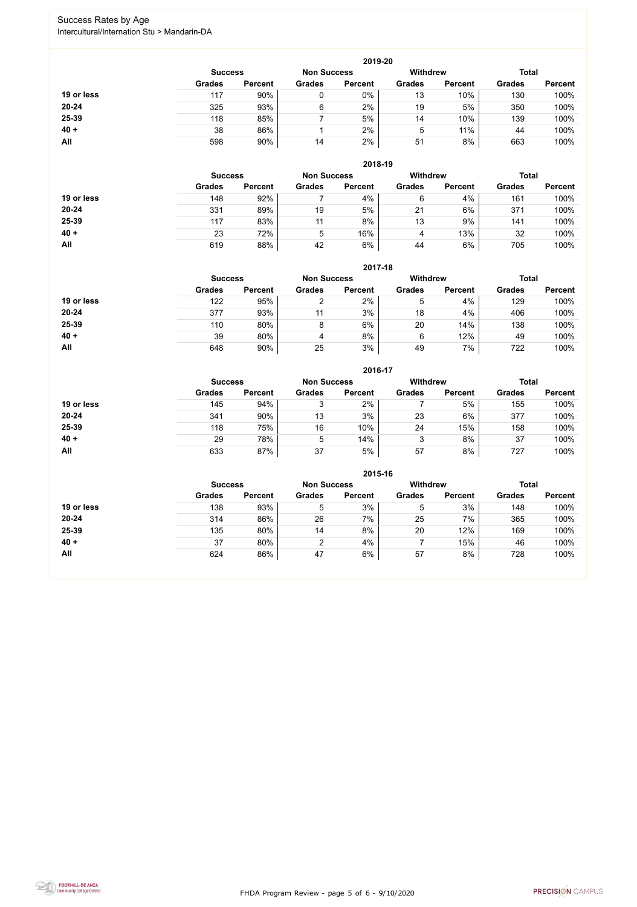Success Rates by Age

Intercultural/Internation Stu > Mandarin-DA

| 2019-20 | Success | | Non Success | | Withdrew | | Total | |
|---|---|---|---|---|---|---|---|---|
| | Grades | Percent | Grades | Percent | Grades | Percent | Grades | Percent |
| 19 or less | 117 | 90% | 0 | 0% | 13 | 10% | 130 | 100% |
| 20-24 | 325 | 93% | 6 | 2% | 19 | 5% | 350 | 100% |
| 25-39 | 118 | 85% | 7 | 5% | 14 | 10% | 139 | 100% |
| 40 + | 38 | 86% | 1 | 2% | 5 | 11% | 44 | 100% |
| All | 598 | 90% | 14 | 2% | 51 | 8% | 663 | 100% |

| 2018-19 | Success | | Non Success | | Withdrew | | Total | |
|---|---|---|---|---|---|---|---|---|
| | Grades | Percent | Grades | Percent | Grades | Percent | Grades | Percent |
| 19 or less | 148 | 92% | 7 | 4% | 6 | 4% | 161 | 100% |
| 20-24 | 331 | 89% | 19 | 5% | 21 | 6% | 371 | 100% |
| 25-39 | 117 | 83% | 11 | 8% | 13 | 9% | 141 | 100% |
| 40 + | 23 | 72% | 5 | 16% | 4 | 13% | 32 | 100% |
| All | 619 | 88% | 42 | 6% | 44 | 6% | 705 | 100% |

| 2017-18 | Success | | Non Success | | Withdrew | | Total | |
|---|---|---|---|---|---|---|---|---|
| | Grades | Percent | Grades | Percent | Grades | Percent | Grades | Percent |
| 19 or less | 122 | 95% | 2 | 2% | 5 | 4% | 129 | 100% |
| 20-24 | 377 | 93% | 11 | 3% | 18 | 4% | 406 | 100% |
| 25-39 | 110 | 80% | 8 | 6% | 20 | 14% | 138 | 100% |
| 40 + | 39 | 80% | 4 | 8% | 6 | 12% | 49 | 100% |
| All | 648 | 90% | 25 | 3% | 49 | 7% | 722 | 100% |

| 2016-17 | Success | | Non Success | | Withdrew | | Total | |
|---|---|---|---|---|---|---|---|---|
| | Grades | Percent | Grades | Percent | Grades | Percent | Grades | Percent |
| 19 or less | 145 | 94% | 3 | 2% | 7 | 5% | 155 | 100% |
| 20-24 | 341 | 90% | 13 | 3% | 23 | 6% | 377 | 100% |
| 25-39 | 118 | 75% | 16 | 10% | 24 | 15% | 158 | 100% |
| 40 + | 29 | 78% | 5 | 14% | 3 | 8% | 37 | 100% |
| All | 633 | 87% | 37 | 5% | 57 | 8% | 727 | 100% |

| 2015-16 | Success | | Non Success | | Withdrew | | Total | |
|---|---|---|---|---|---|---|---|---|
| | Grades | Percent | Grades | Percent | Grades | Percent | Grades | Percent |
| 19 or less | 138 | 93% | 5 | 3% | 5 | 3% | 148 | 100% |
| 20-24 | 314 | 86% | 26 | 7% | 25 | 7% | 365 | 100% |
| 25-39 | 135 | 80% | 14 | 8% | 20 | 12% | 169 | 100% |
| 40 + | 37 | 80% | 2 | 4% | 7 | 15% | 46 | 100% |
| All | 624 | 86% | 47 | 6% | 57 | 8% | 728 | 100% |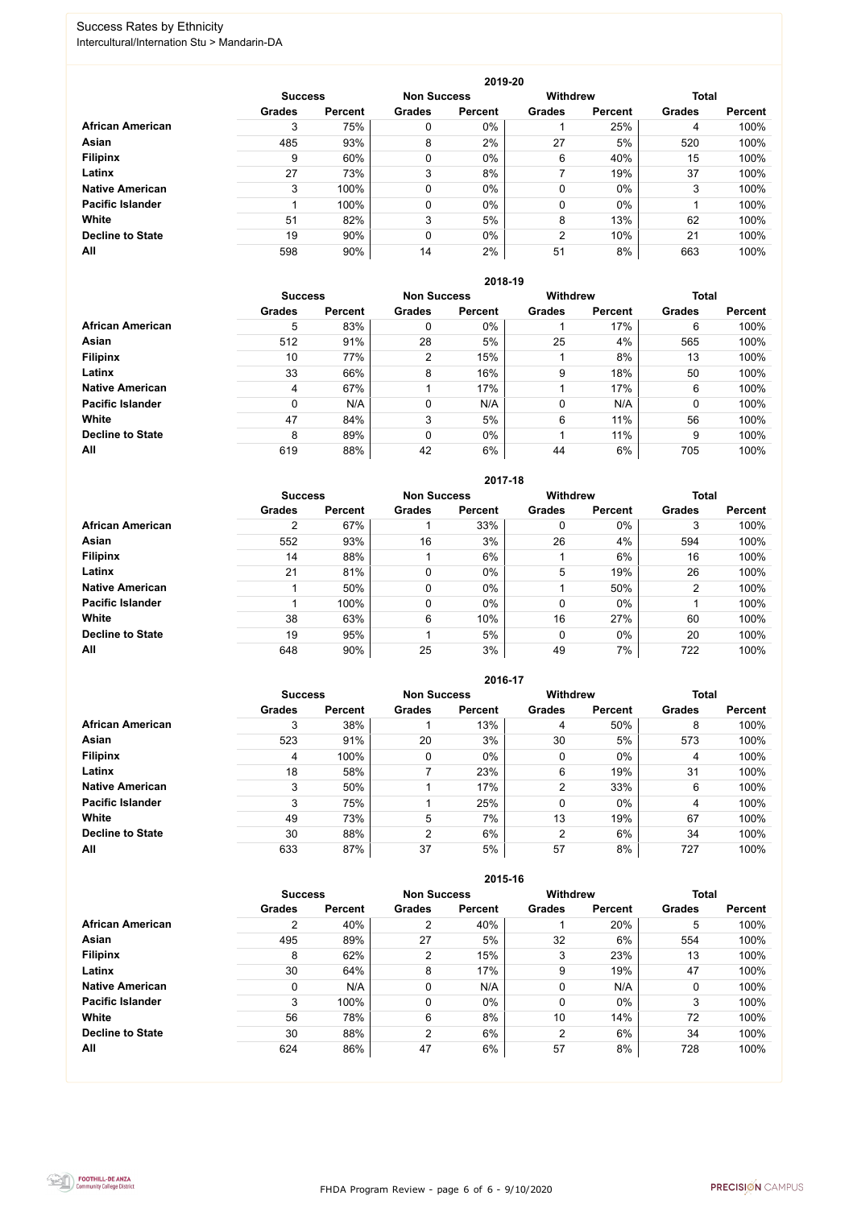# Success Rates by Ethnicity

Intercultural/Internation Stu > Mandarin-DA

| 2019-20 | Success | | Non Success | | Withdrew | | Total | |
|---|---|---|---|---|---|---|---|---|
| | Grades | Percent | Grades | Percent | Grades | Percent | Grades | Percent |
| **African American** | 3 | 75% | 0 | 0% | 1 | 25% | 4 | 100% |
| **Asian** | 485 | 93% | 8 | 2% | 27 | 5% | 520 | 100% |
| **Filipinx** | 9 | 60% | 0 | 0% | 6 | 40% | 15 | 100% |
| **Latinx** | 27 | 73% | 3 | 8% | 7 | 19% | 37 | 100% |
| **Native American** | 3 | 100% | 0 | 0% | 0 | 0% | 3 | 100% |
| **Pacific Islander** | 1 | 100% | 0 | 0% | 0 | 0% | 1 | 100% |
| **White** | 51 | 82% | 3 | 5% | 8 | 13% | 62 | 100% |
| **Decline to State** | 19 | 90% | 0 | 0% | 2 | 10% | 21 | 100% |
| **All** | 598 | 90% | 14 | 2% | 51 | 8% | 663 | 100% |

| 2018-19 | Success | | Non Success | | Withdrew | | Total | |
|---|---|---|---|---|---|---|---|---|
| | Grades | Percent | Grades | Percent | Grades | Percent | Grades | Percent |
| **African American** | 5 | 83% | 0 | 0% | 1 | 17% | 6 | 100% |
| **Asian** | 512 | 91% | 28 | 5% | 25 | 4% | 565 | 100% |
| **Filipinx** | 10 | 77% | 2 | 15% | 1 | 8% | 13 | 100% |
| **Latinx** | 33 | 66% | 8 | 16% | 9 | 18% | 50 | 100% |
| **Native American** | 4 | 67% | 1 | 17% | 1 | 17% | 6 | 100% |
| **Pacific Islander** | 0 | N/A | 0 | N/A | 0 | N/A | 0 | 100% |
| **White** | 47 | 84% | 3 | 5% | 6 | 11% | 56 | 100% |
| **Decline to State** | 8 | 89% | 0 | 0% | 1 | 11% | 9 | 100% |
| **All** | 619 | 88% | 42 | 6% | 44 | 6% | 705 | 100% |

| 2017-18 | Success | | Non Success | | Withdrew | | Total | |
|---|---|---|---|---|---|---|---|---|
| | Grades | Percent | Grades | Percent | Grades | Percent | Grades | Percent |
| **African American** | 2 | 67% | 1 | 33% | 0 | 0% | 3 | 100% |
| **Asian** | 552 | 93% | 16 | 3% | 26 | 4% | 594 | 100% |
| **Filipinx** | 14 | 88% | 1 | 6% | 1 | 6% | 16 | 100% |
| **Latinx** | 21 | 81% | 0 | 0% | 5 | 19% | 26 | 100% |
| **Native American** | 1 | 50% | 0 | 0% | 1 | 50% | 2 | 100% |
| **Pacific Islander** | 1 | 100% | 0 | 0% | 0 | 0% | 1 | 100% |
| **White** | 38 | 63% | 6 | 10% | 16 | 27% | 60 | 100% |
| **Decline to State** | 19 | 95% | 1 | 5% | 0 | 0% | 20 | 100% |
| **All** | 648 | 90% | 25 | 3% | 49 | 7% | 722 | 100% |

| 2016-17 | Success | | Non Success | | Withdrew | | Total | |
|---|---|---|---|---|---|---|---|---|
| | Grades | Percent | Grades | Percent | Grades | Percent | Grades | Percent |
| **African American** | 3 | 38% | 1 | 13% | 4 | 50% | 8 | 100% |
| **Asian** | 523 | 91% | 20 | 3% | 30 | 5% | 573 | 100% |
| **Filipinx** | 4 | 100% | 0 | 0% | 0 | 0% | 4 | 100% |
| **Latinx** | 18 | 58% | 7 | 23% | 6 | 19% | 31 | 100% |
| **Native American** | 3 | 50% | 1 | 17% | 2 | 33% | 6 | 100% |
| **Pacific Islander** | 3 | 75% | 1 | 25% | 0 | 0% | 4 | 100% |
| **White** | 49 | 73% | 5 | 7% | 13 | 19% | 67 | 100% |
| **Decline to State** | 30 | 88% | 2 | 6% | 2 | 6% | 34 | 100% |
| **All** | 633 | 87% | 37 | 5% | 57 | 8% | 727 | 100% |

| 2015-16 | Success | | Non Success | | Withdrew | | Total | |
|---|---|---|---|---|---|---|---|---|
| | Grades | Percent | Grades | Percent | Grades | Percent | Grades | Percent |
| **African American** | 2 | 40% | 2 | 40% | 1 | 20% | 5 | 100% |
| **Asian** | 495 | 89% | 27 | 5% | 32 | 6% | 554 | 100% |
| **Filipinx** | 8 | 62% | 2 | 15% | 3 | 23% | 13 | 100% |
| **Latinx** | 30 | 64% | 8 | 17% | 9 | 19% | 47 | 100% |
| **Native American** | 0 | N/A | 0 | N/A | 0 | N/A | 0 | 100% |
| **Pacific Islander** | 3 | 100% | 0 | 0% | 0 | 0% | 3 | 100% |
| **White** | 56 | 78% | 6 | 8% | 10 | 14% | 72 | 100% |
| **Decline to State** | 30 | 88% | 2 | 6% | 2 | 6% | 34 | 100% |
| **All** | 624 | 86% | 47 | 6% | 57 | 8% | 728 | 100% |